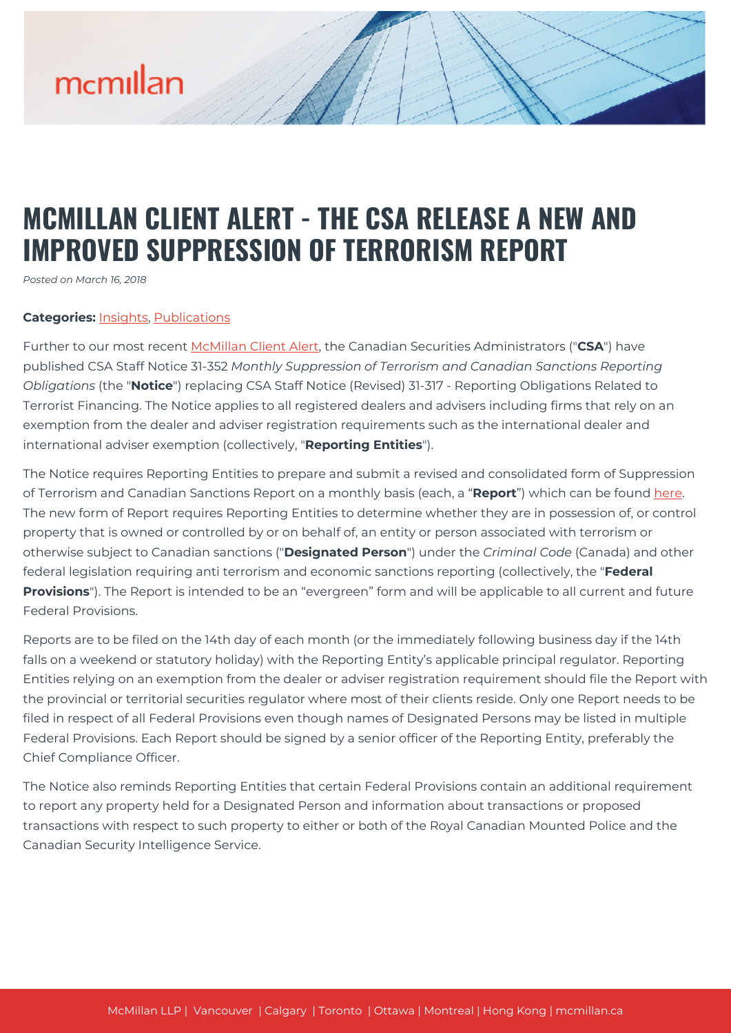# MCMILLAN CLIENT ALERT - THE CSA RELEASE A NEW AND IMPROVED SUPPRESSION OF TERRORISM REPORT

*Posted on March 16, 2018*

**Categories:** Insights, Publications

Further to our most recent McMillan Client Alert, the Canadian Securities Administrators ("**CSA**") have published CSA Staff Notice 31-352 *Monthly Suppression of Terrorism and Canadian Sanctions Reporting Obligations* (the "**Notice**") replacing CSA Staff Notice (Revised) 31-317 - Reporting Obligations Related to Terrorist Financing. The Notice applies to all registered dealers and advisers including firms that rely on an exemption from the dealer and adviser registration requirements such as the international dealer and international adviser exemption (collectively, "**Reporting Entities**").

The Notice requires Reporting Entities to prepare and submit a revised and consolidated form of Suppression of Terrorism and Canadian Sanctions Report on a monthly basis (each, a "**Report**") which can be found here. The new form of Report requires Reporting Entities to determine whether they are in possession of, or control property that is owned or controlled by or on behalf of, an entity or person associated with terrorism or otherwise subject to Canadian sanctions ("**Designated Person**") under the *Criminal Code* (Canada) and other federal legislation requiring anti terrorism and economic sanctions reporting (collectively, the "**Federal Provisions**"). The Report is intended to be an "evergreen" form and will be applicable to all current and future Federal Provisions.

Reports are to be filed on the 14th day of each month (or the immediately following business day if the 14th falls on a weekend or statutory holiday) with the Reporting Entity's applicable principal regulator. Reporting Entities relying on an exemption from the dealer or adviser registration requirement should file the Report with the provincial or territorial securities regulator where most of their clients reside. Only one Report needs to be filed in respect of all Federal Provisions even though names of Designated Persons may be listed in multiple Federal Provisions. Each Report should be signed by a senior officer of the Reporting Entity, preferably the Chief Compliance Officer.

The Notice also reminds Reporting Entities that certain Federal Provisions contain an additional requirement to report any property held for a Designated Person and information about transactions or proposed transactions with respect to such property to either or both of the Royal Canadian Mounted Police and the Canadian Security Intelligence Service.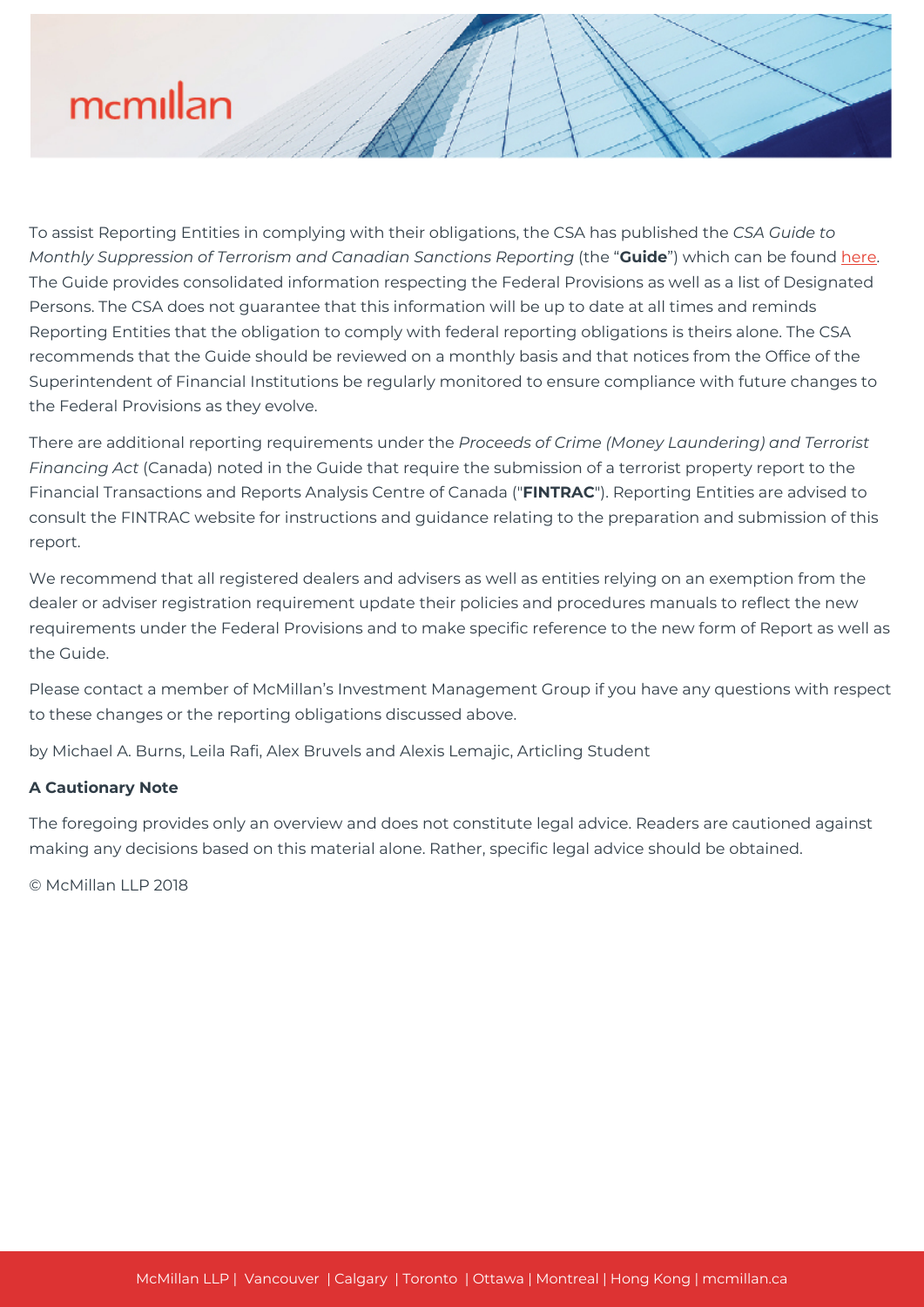To assist Reporting Entities in complying with their obligations, the CSA has published the *CSA Guide to Monthly Suppression of Terrorism and Canadian Sanctions Reporting* (the "**Guide**") which can be found here. The Guide provides consolidated information respecting the Federal Provisions as well as a list of Designated Persons. The CSA does not guarantee that this information will be up to date at all times and reminds Reporting Entities that the obligation to comply with federal reporting obligations is theirs alone. The CSA recommends that the Guide should be reviewed on a monthly basis and that notices from the Office of the Superintendent of Financial Institutions be regularly monitored to ensure compliance with future changes to the Federal Provisions as they evolve.

There are additional reporting requirements under the *Proceeds of Crime (Money Laundering) and Terrorist Financing Act* (Canada) noted in the Guide that require the submission of a terrorist property report to the Financial Transactions and Reports Analysis Centre of Canada ("**FINTRAC**"). Reporting Entities are advised to consult the FINTRAC website for instructions and guidance relating to the preparation and submission of this report.

We recommend that all registered dealers and advisers as well as entities relying on an exemption from the dealer or adviser registration requirement update their policies and procedures manuals to reflect the new requirements under the Federal Provisions and to make specific reference to the new form of Report as well as the Guide.

Please contact a member of McMillan's Investment Management Group if you have any questions with respect to these changes or the reporting obligations discussed above.

by Michael A. Burns, Leila Rafi, Alex Bruvels and Alexis Lemajic, Articling Student

**A Cautionary Note**

The foregoing provides only an overview and does not constitute legal advice. Readers are cautioned against making any decisions based on this material alone. Rather, specific legal advice should be obtained.

© McMillan LLP 2018